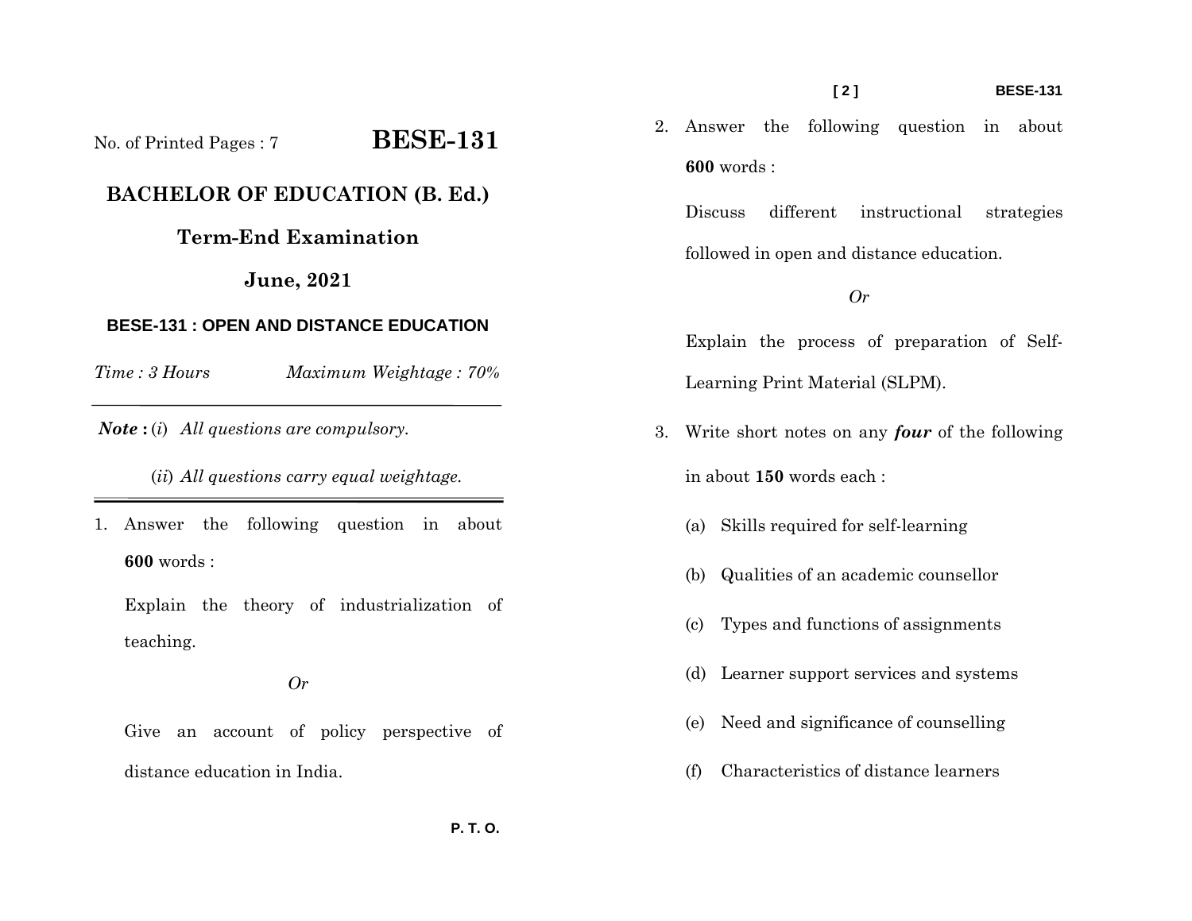No. of Printed Pages : 7

# BESE-131

## BACHELOR OF EDUCATION (B. Ed.)

## Term-End Examination

## June, 2021

### BESE-131 : OPEN AND DISTANCE EDUCATION

*Time : 3 Hours* *Maximum Weightage : 70%*

---

***Note :*** (*i*) *All questions are compulsory.*

(*ii*) *All questions carry equal weightage.*

---

1. Answer the following question in about **600** words :

   Explain the theory of industrialization of teaching.

   *Or*

   Give an account of policy perspective of distance education in India.

2. Answer the following question in about **600** words :

   Discuss different instructional strategies followed in open and distance education.

   *Or*

   Explain the process of preparation of Self-Learning Print Material (SLPM).

3. Write short notes on any ***four*** of the following in about **150** words each :

   (a) Skills required for self-learning

   (b) Qualities of an academic counsellor

   (c) Types and functions of assignments

   (d) Learner support services and systems

   (e) Need and significance of counselling

   (f) Characteristics of distance learners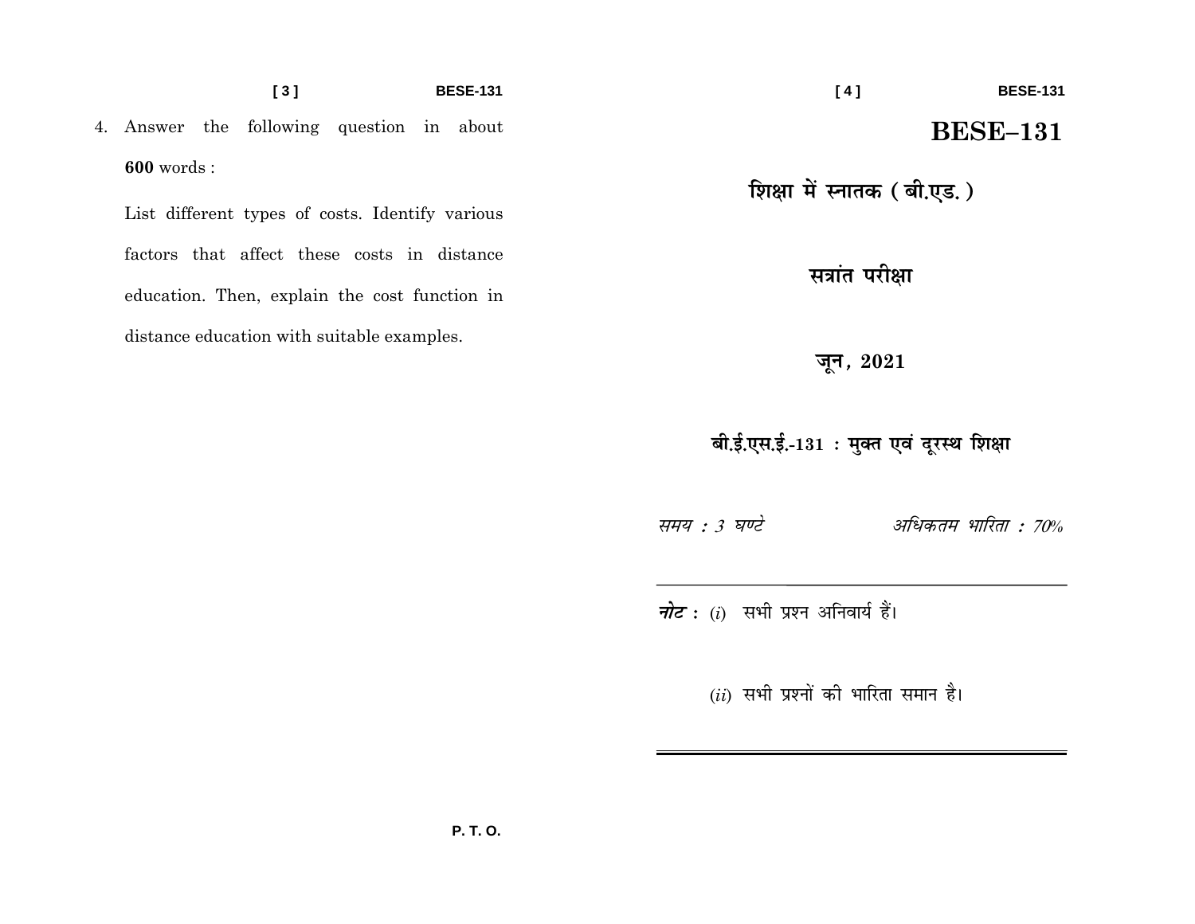4. Answer the following question in about **600** words :

   List different types of costs. Identify various factors that affect these costs in distance education. Then, explain the cost function in distance education with suitable examples.

P. T. O.

# BESE–131

## शिक्षा में स्नातक ( बी.एड. )

## सत्रांत परीक्षा

## जून, 2021

## बी.ई.एस.ई.-131 : मुक्त एवं दूरस्थ शिक्षा

*समय : 3 घण्टे* *अधिकतम भारिता : 70%*

---

***नोट :*** (*i*) सभी प्रश्न अनिवार्य हैं।

(*ii*) सभी प्रश्नों की भारिता समान है।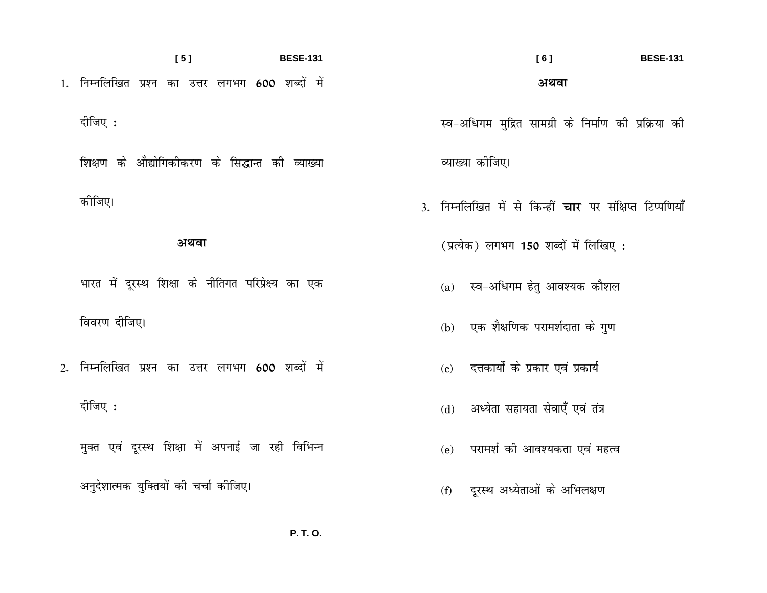1. निम्नलिखित प्रश्न का उत्तर लगभग 600 शब्दों में दीजिए :

   शिक्षण के औद्योगिकीकरण के सिद्धान्त की व्याख्या कीजिए।

   **अथवा**

   भारत में दूरस्थ शिक्षा के नीतिगत परिप्रेक्ष्य का एक विवरण दीजिए।

2. निम्नलिखित प्रश्न का उत्तर लगभग 600 शब्दों में दीजिए :

   मुक्त एवं दूरस्थ शिक्षा में अपनाई जा रही विभिन्न अनुदेशात्मक युक्तियों की चर्चा कीजिए।

   **अथवा**

   स्व-अधिगम मुद्रित सामग्री के निर्माण की प्रक्रिया की व्याख्या कीजिए।

3. निम्नलिखित में से किन्हीं **चार** पर संक्षिप्त टिप्पणियाँ (प्रत्येक) लगभग 150 शब्दों में लिखिए :

   (a) स्व-अधिगम हेतु आवश्यक कौशल

   (b) एक शैक्षणिक परामर्शदाता के गुण

   (c) दत्तकार्यों के प्रकार एवं प्रकार्य

   (d) अध्येता सहायता सेवाएँ एवं तंत्र

   (e) परामर्श की आवश्यकता एवं महत्व

   (f) दूरस्थ अध्येताओं के अभिलक्षण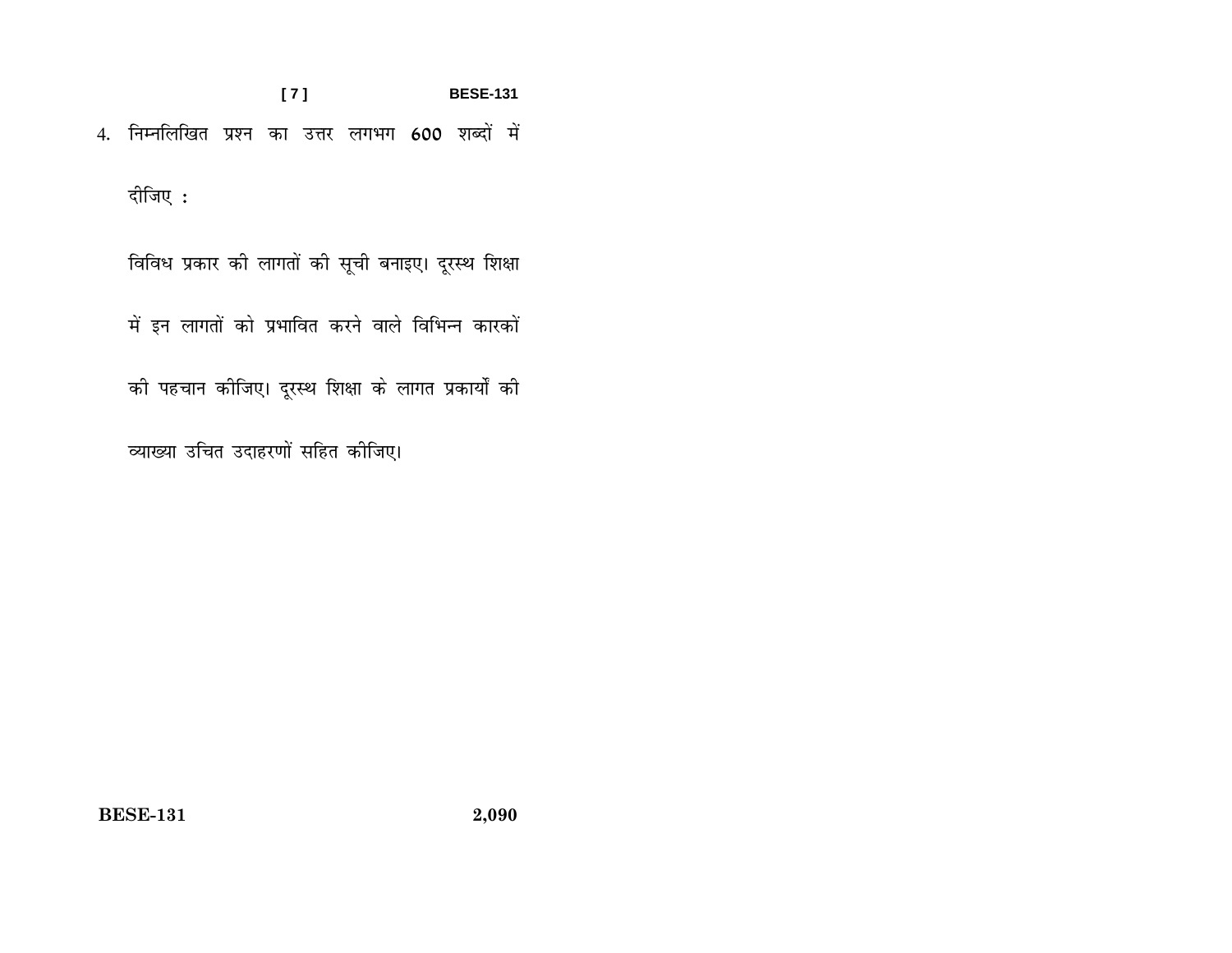4. निम्नलिखित प्रश्न का उत्तर लगभग 600 शब्दों में दीजिए :

   विविध प्रकार की लागतों की सूची बनाइए। दूरस्थ शिक्षा में इन लागतों को प्रभावित करने वाले विभिन्न कारकों की पहचान कीजिए। दूरस्थ शिक्षा के लागत प्रकार्यों की व्याख्या उचित उदाहरणों सहित कीजिए।

BESE-131 2,090